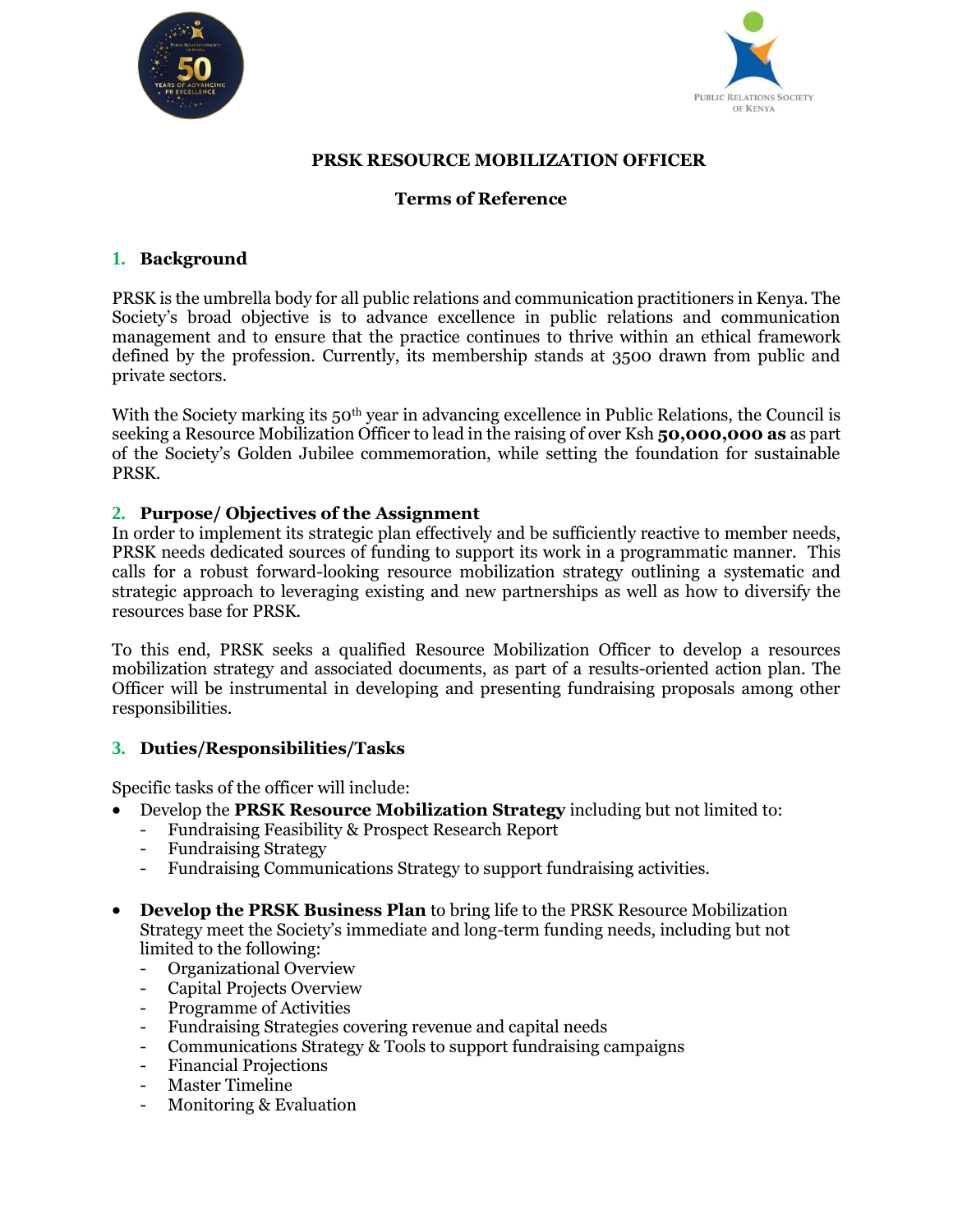# PRSK RESOURCE MOBILIZATION OFFICER

## Terms of Reference

## 1. Background

PRSK is the umbrella body for all public relations and communication practitioners in Kenya. The Society's broad objective is to advance excellence in public relations and communication management and to ensure that the practice continues to thrive within an ethical framework defined by the profession. Currently, its membership stands at 3500 drawn from public and private sectors.

With the Society marking its 50th year in advancing excellence in Public Relations, the Council is seeking a Resource Mobilization Officer to lead in the raising of over Ksh **50,000,000 as** as part of the Society's Golden Jubilee commemoration, while setting the foundation for sustainable PRSK.

## 2. Purpose/ Objectives of the Assignment

In order to implement its strategic plan effectively and be sufficiently reactive to member needs, PRSK needs dedicated sources of funding to support its work in a programmatic manner. This calls for a robust forward-looking resource mobilization strategy outlining a systematic and strategic approach to leveraging existing and new partnerships as well as how to diversify the resources base for PRSK.

To this end, PRSK seeks a qualified Resource Mobilization Officer to develop a resources mobilization strategy and associated documents, as part of a results-oriented action plan. The Officer will be instrumental in developing and presenting fundraising proposals among other responsibilities.

## 3. Duties/Responsibilities/Tasks

Specific tasks of the officer will include:

- Develop the **PRSK Resource Mobilization Strategy** including but not limited to:
  - Fundraising Feasibility & Prospect Research Report
  - Fundraising Strategy
  - Fundraising Communications Strategy to support fundraising activities.

- **Develop the PRSK Business Plan** to bring life to the PRSK Resource Mobilization Strategy meet the Society's immediate and long-term funding needs, including but not limited to the following:
  - Organizational Overview
  - Capital Projects Overview
  - Programme of Activities
  - Fundraising Strategies covering revenue and capital needs
  - Communications Strategy & Tools to support fundraising campaigns
  - Financial Projections
  - Master Timeline
  - Monitoring & Evaluation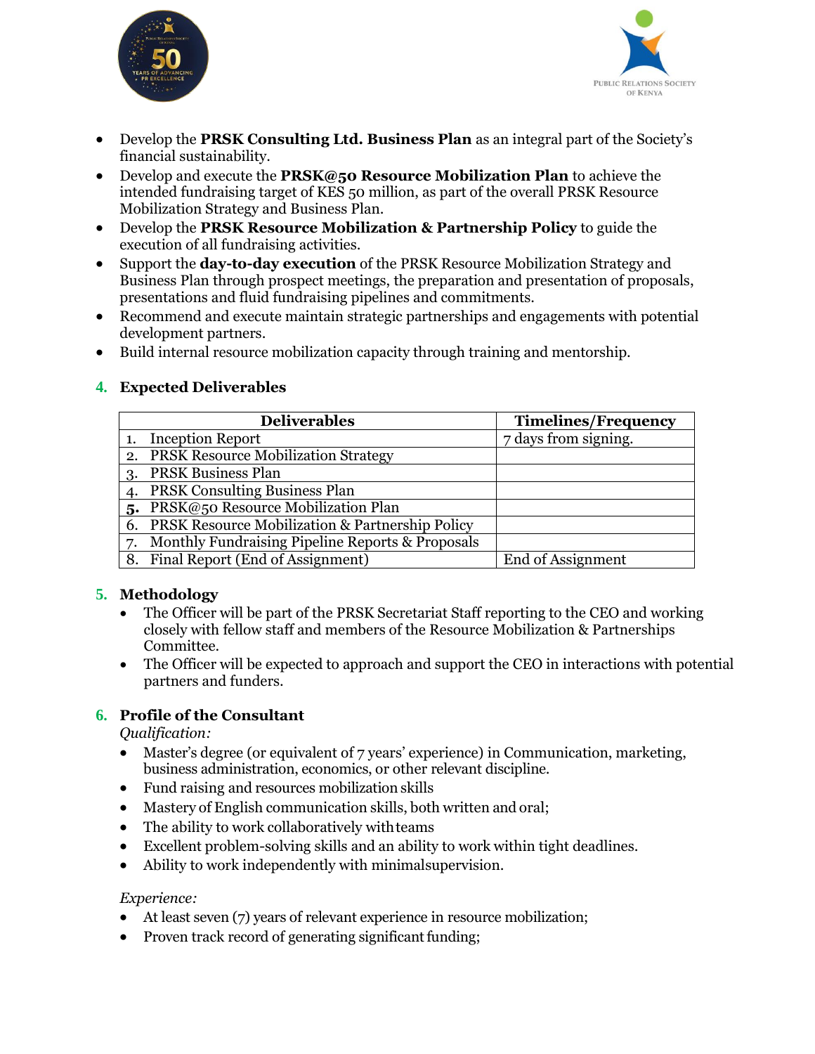- Develop the **PRSK Consulting Ltd. Business Plan** as an integral part of the Society's financial sustainability.
- Develop and execute the **PRSK@50 Resource Mobilization Plan** to achieve the intended fundraising target of KES 50 million, as part of the overall PRSK Resource Mobilization Strategy and Business Plan.
- Develop the **PRSK Resource Mobilization & Partnership Policy** to guide the execution of all fundraising activities.
- Support the **day-to-day execution** of the PRSK Resource Mobilization Strategy and Business Plan through prospect meetings, the preparation and presentation of proposals, presentations and fluid fundraising pipelines and commitments.
- Recommend and execute maintain strategic partnerships and engagements with potential development partners.
- Build internal resource mobilization capacity through training and mentorship.

## 4. Expected Deliverables

| Deliverables | Timelines/Frequency |
|---|---|
| 1. Inception Report | 7 days from signing. |
| 2. PRSK Resource Mobilization Strategy | |
| 3. PRSK Business Plan | |
| 4. PRSK Consulting Business Plan | |
| **5.** PRSK@50 Resource Mobilization Plan | |
| 6. PRSK Resource Mobilization & Partnership Policy | |
| 7. Monthly Fundraising Pipeline Reports & Proposals | |
| 8. Final Report (End of Assignment) | End of Assignment |

## 5. Methodology

- The Officer will be part of the PRSK Secretariat Staff reporting to the CEO and working closely with fellow staff and members of the Resource Mobilization & Partnerships Committee.
- The Officer will be expected to approach and support the CEO in interactions with potential partners and funders.

## 6. Profile of the Consultant

*Qualification:*

- Master's degree (or equivalent of 7 years' experience) in Communication, marketing, business administration, economics, or other relevant discipline.
- Fund raising and resources mobilization skills
- Mastery of English communication skills, both written and oral;
- The ability to work collaboratively with teams
- Excellent problem-solving skills and an ability to work within tight deadlines.
- Ability to work independently with minimal supervision.

*Experience:*

- At least seven (7) years of relevant experience in resource mobilization;
- Proven track record of generating significant funding;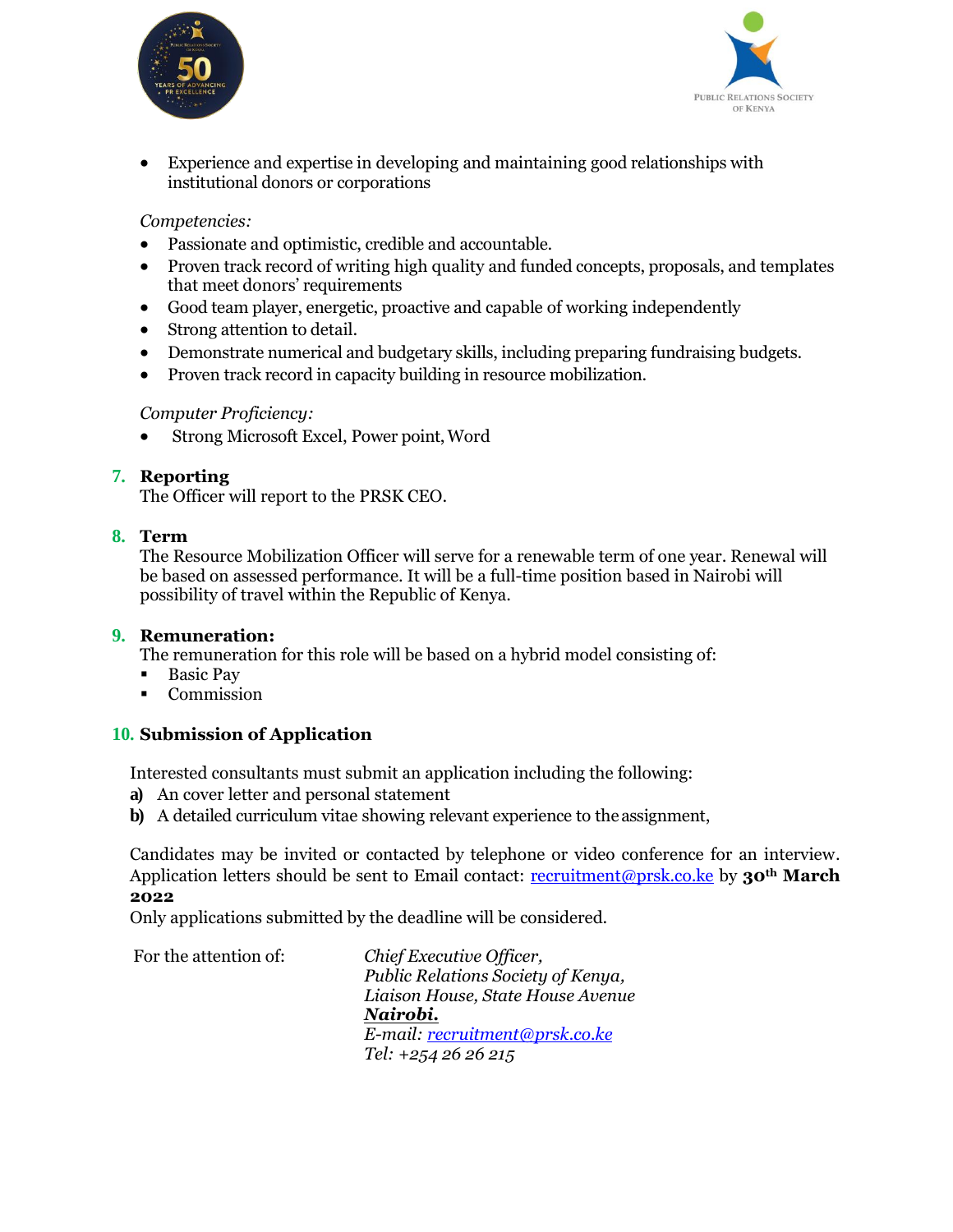- Experience and expertise in developing and maintaining good relationships with institutional donors or corporations

*Competencies:*

- Passionate and optimistic, credible and accountable.
- Proven track record of writing high quality and funded concepts, proposals, and templates that meet donors' requirements
- Good team player, energetic, proactive and capable of working independently
- Strong attention to detail.
- Demonstrate numerical and budgetary skills, including preparing fundraising budgets.
- Proven track record in capacity building in resource mobilization.

*Computer Proficiency:*

- Strong Microsoft Excel, Power point, Word

## 7. Reporting

The Officer will report to the PRSK CEO.

## 8. Term

The Resource Mobilization Officer will serve for a renewable term of one year. Renewal will be based on assessed performance. It will be a full-time position based in Nairobi will possibility of travel within the Republic of Kenya.

## 9. Remuneration:

The remuneration for this role will be based on a hybrid model consisting of:

- Basic Pay
- Commission

## 10. Submission of Application

Interested consultants must submit an application including the following:

**a)** An cover letter and personal statement
**b)** A detailed curriculum vitae showing relevant experience to the assignment,

Candidates may be invited or contacted by telephone or video conference for an interview. Application letters should be sent to Email contact: recruitment@prsk.co.ke by **30th March 2022**

Only applications submitted by the deadline will be considered.

For the attention of:

*Chief Executive Officer,*
*Public Relations Society of Kenya,*
*Liaison House, State House Avenue*
***Nairobi.***
*E-mail: recruitment@prsk.co.ke*
*Tel: +254 26 26 215*